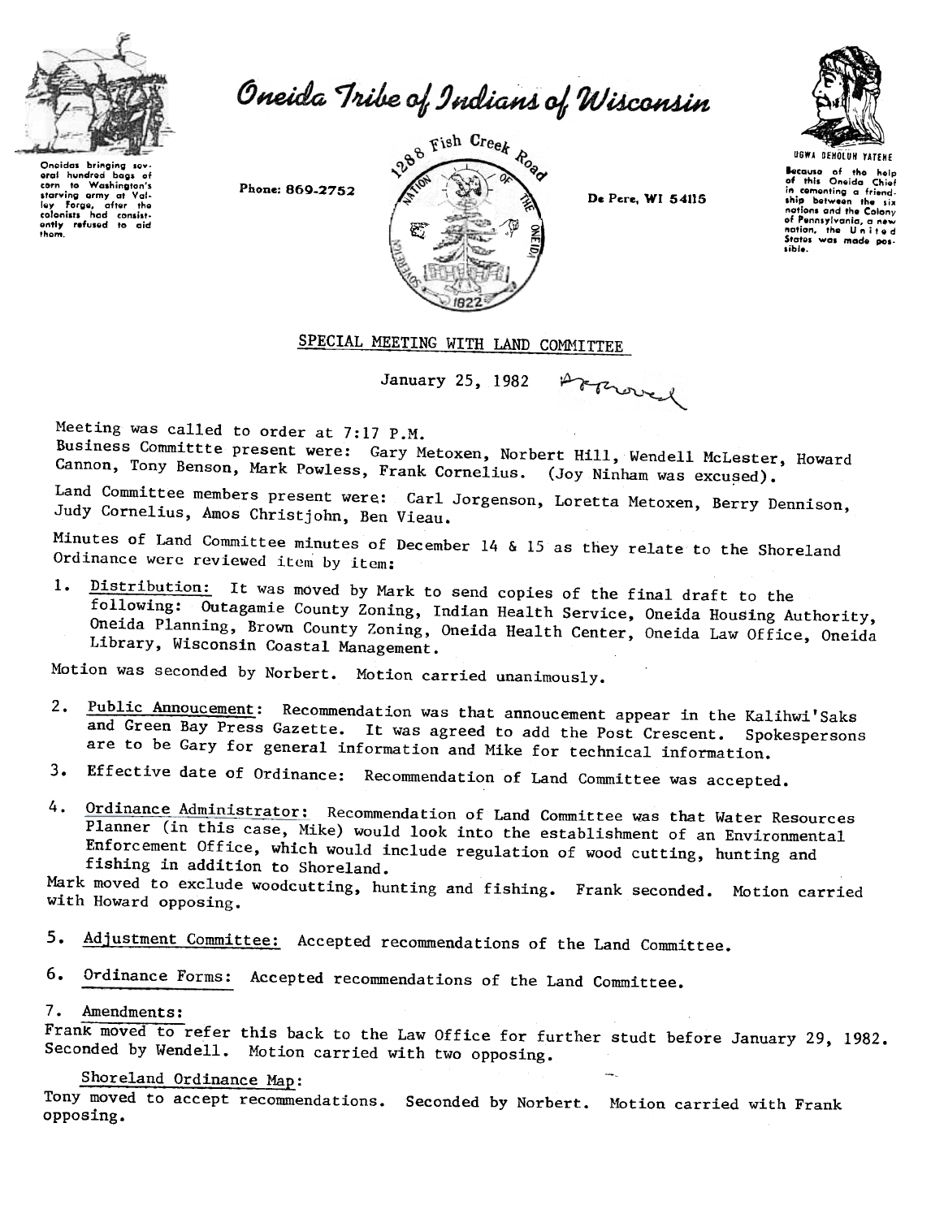Oneidas bringing several hundred bags of corn to Washington's starving army at Valley Forge, after the colonists had consistently refused to aid them.

# Oneida Tribe of Indians of Wisconsin

Phone: 869-2752

1288 Fish Creek Road

De Pere, WI 54115

UGWA DEHOLUH YATEHE

Because of the help of this Oneida Chief in cementing a friendship between the six nations and the Colony of Pennsylvania, a new nation, the United States was made possible.

## SPECIAL MEETING WITH LAND COMMITTEE

January 25, 1982 Approved

Meeting was called to order at 7:17 P.M.

Business Committte present were: Gary Metoxen, Norbert Hill, Wendell McLester, Howard Cannon, Tony Benson, Mark Powless, Frank Cornelius. (Joy Ninham was excused).

Land Committee members present were: Carl Jorgenson, Loretta Metoxen, Berry Dennison, Judy Cornelius, Amos Christjohn, Ben Vieau.

Minutes of Land Committee minutes of December 14 & 15 as they relate to the Shoreland Ordinance were reviewed item by item:

1. Distribution: It was moved by Mark to send copies of the final draft to the following: Outagamie County Zoning, Indian Health Service, Oneida Housing Authority, Oneida Planning, Brown County Zoning, Oneida Health Center, Oneida Law Office, Oneida Library, Wisconsin Coastal Management.

Motion was seconded by Norbert. Motion carried unanimously.

2. Public Annoucement: Recommendation was that annoucement appear in the Kalihwi'Saks and Green Bay Press Gazette. It was agreed to add the Post Crescent. Spokespersons are to be Gary for general information and Mike for technical information.

3. Effective date of Ordinance: Recommendation of Land Committee was accepted.

4. Ordinance Administrator: Recommendation of Land Committee was that Water Resources Planner (in this case, Mike) would look into the establishment of an Environmental Enforcement Office, which would include regulation of wood cutting, hunting and fishing in addition to Shoreland.

Mark moved to exclude woodcutting, hunting and fishing. Frank seconded. Motion carried with Howard opposing.

5. Adjustment Committee: Accepted recommendations of the Land Committee.

6. Ordinance Forms: Accepted recommendations of the Land Committee.

7. Amendments:

Frank moved to refer this back to the Law Office for further studt before January 29, 1982. Seconded by Wendell. Motion carried with two opposing.

Shoreland Ordinance Map:

Tony moved to accept recommendations. Seconded by Norbert. Motion carried with Frank opposing.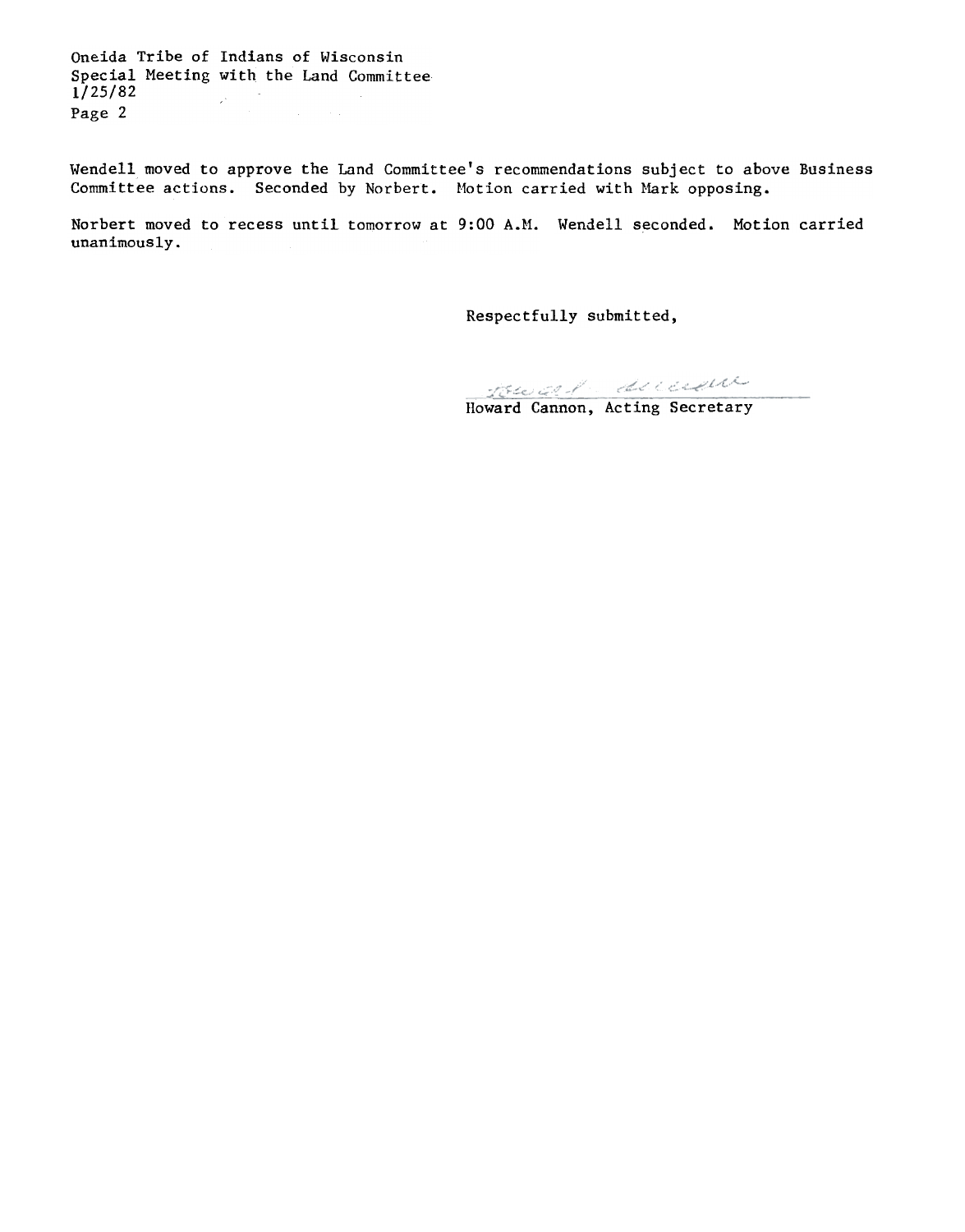Wendell moved to approve the Land Committee's recommendations subject to above Business Committee actions. Seconded by Norbert. Motion carried with Mark opposing.

Norbert moved to recess until tomorrow at 9:00 A.M. Wendell seconded. Motion carried unanimously.

Respectfully submitted,

Howard Cannon, Acting Secretary